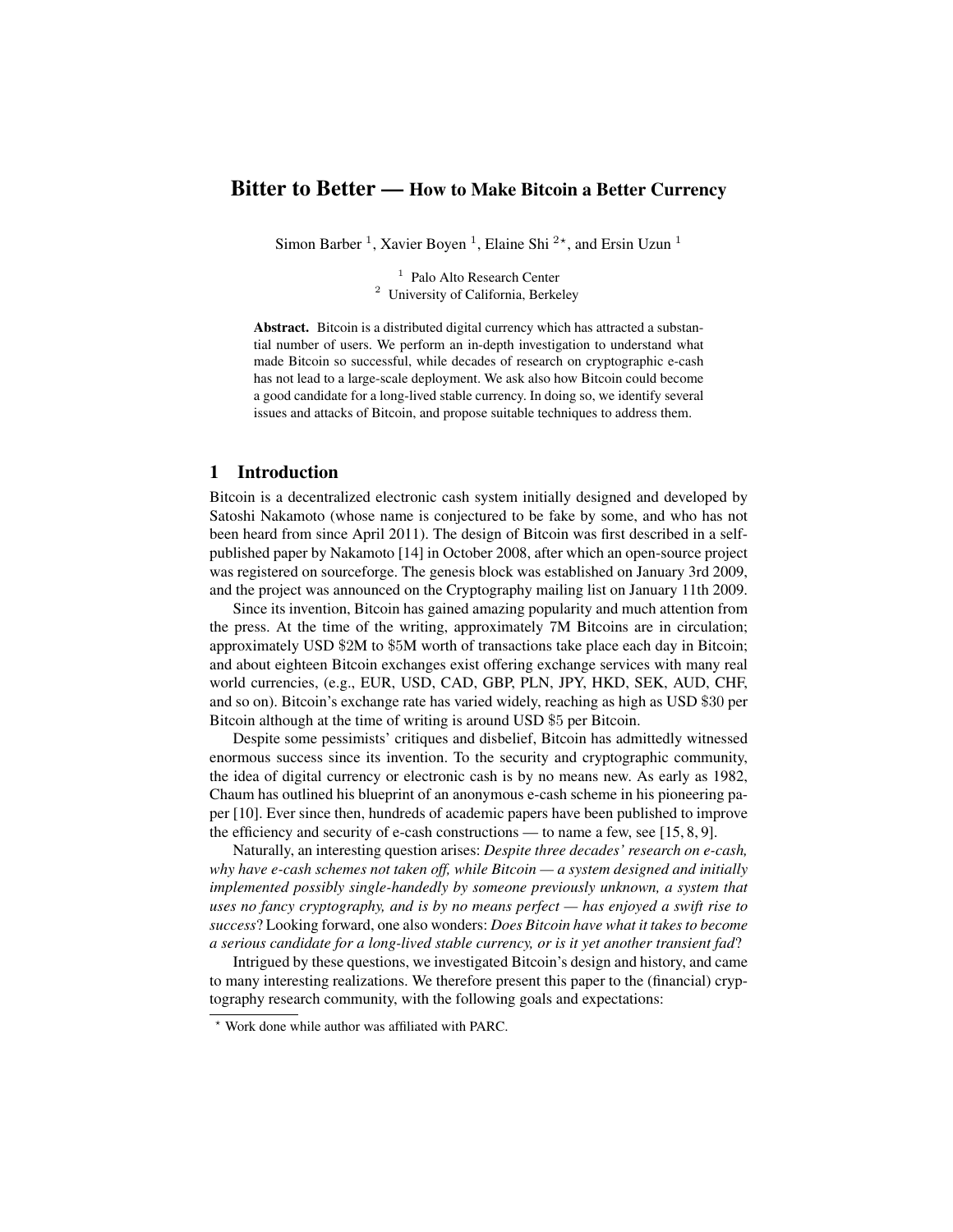# Bitter to Better — How to Make Bitcoin a Better Currency

Simon Barber [1], Xavier Boyen [1], Elaine Shi [2*], and Ersin Uzun [1]

[1] Palo Alto Research Center
[2] University of California, Berkeley

**Abstract.** Bitcoin is a distributed digital currency which has attracted a substantial number of users. We perform an in-depth investigation to understand what made Bitcoin so successful, while decades of research on cryptographic e-cash has not lead to a large-scale deployment. We ask also how Bitcoin could become a good candidate for a long-lived stable currency. In doing so, we identify several issues and attacks of Bitcoin, and propose suitable techniques to address them.

## 1 Introduction

Bitcoin is a decentralized electronic cash system initially designed and developed by Satoshi Nakamoto (whose name is conjectured to be fake by some, and who has not been heard from since April 2011). The design of Bitcoin was first described in a self-published paper by Nakamoto [14] in October 2008, after which an open-source project was registered on sourceforge. The genesis block was established on January 3rd 2009, and the project was announced on the Cryptography mailing list on January 11th 2009.

Since its invention, Bitcoin has gained amazing popularity and much attention from the press. At the time of the writing, approximately 7M Bitcoins are in circulation; approximately USD $2M to $5M worth of transactions take place each day in Bitcoin; and about eighteen Bitcoin exchanges exist offering exchange services with many real world currencies, (e.g., EUR, USD, CAD, GBP, PLN, JPY, HKD, SEK, AUD, CHF, and so on). Bitcoin's exchange rate has varied widely, reaching as high as USD $30 per Bitcoin although at the time of writing is around USD $5 per Bitcoin.

Despite some pessimists' critiques and disbelief, Bitcoin has admittedly witnessed enormous success since its invention. To the security and cryptographic community, the idea of digital currency or electronic cash is by no means new. As early as 1982, Chaum has outlined his blueprint of an anonymous e-cash scheme in his pioneering paper [10]. Ever since then, hundreds of academic papers have been published to improve the efficiency and security of e-cash constructions — to name a few, see [15, 8, 9].

Naturally, an interesting question arises: *Despite three decades' research on e-cash, why have e-cash schemes not taken off, while Bitcoin — a system designed and initially implemented possibly single-handedly by someone previously unknown, a system that uses no fancy cryptography, and is by no means perfect — has enjoyed a swift rise to success*? Looking forward, one also wonders: *Does Bitcoin have what it takes to become a serious candidate for a long-lived stable currency, or is it yet another transient fad*?

Intrigued by these questions, we investigated Bitcoin's design and history, and came to many interesting realizations. We therefore present this paper to the (financial) cryptography research community, with the following goals and expectations:

* Work done while author was affiliated with PARC.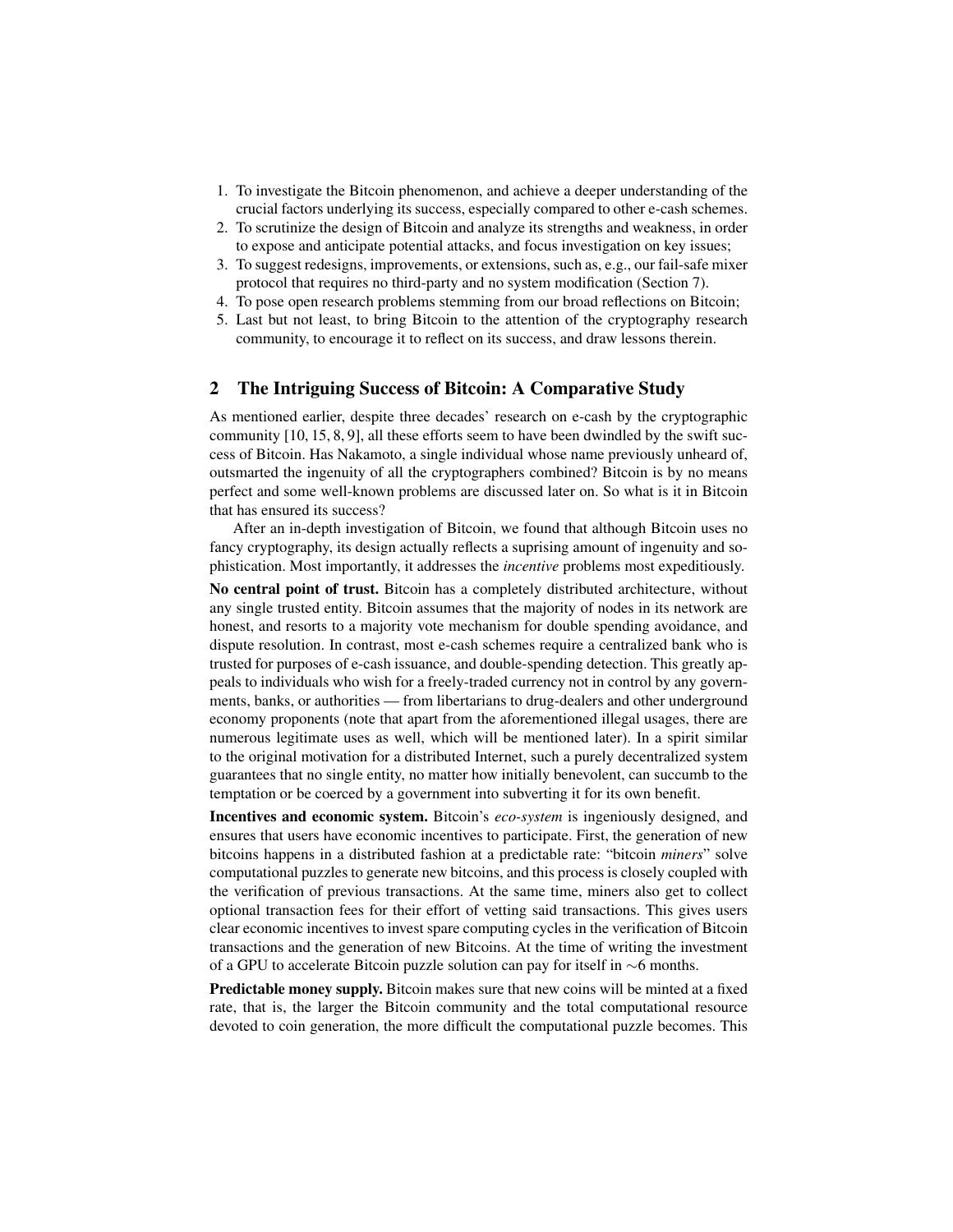1. To investigate the Bitcoin phenomenon, and achieve a deeper understanding of the crucial factors underlying its success, especially compared to other e-cash schemes.
2. To scrutinize the design of Bitcoin and analyze its strengths and weakness, in order to expose and anticipate potential attacks, and focus investigation on key issues;
3. To suggest redesigns, improvements, or extensions, such as, e.g., our fail-safe mixer protocol that requires no third-party and no system modification (Section 7).
4. To pose open research problems stemming from our broad reflections on Bitcoin;
5. Last but not least, to bring Bitcoin to the attention of the cryptography research community, to encourage it to reflect on its success, and draw lessons therein.

## 2 The Intriguing Success of Bitcoin: A Comparative Study

As mentioned earlier, despite three decades' research on e-cash by the cryptographic community [10, 15, 8, 9], all these efforts seem to have been dwindled by the swift success of Bitcoin. Has Nakamoto, a single individual whose name previously unheard of, outsmarted the ingenuity of all the cryptographers combined? Bitcoin is by no means perfect and some well-known problems are discussed later on. So what is it in Bitcoin that has ensured its success?

After an in-depth investigation of Bitcoin, we found that although Bitcoin uses no fancy cryptography, its design actually reflects a suprising amount of ingenuity and sophistication. Most importantly, it addresses the *incentive* problems most expeditiously.

**No central point of trust.** Bitcoin has a completely distributed architecture, without any single trusted entity. Bitcoin assumes that the majority of nodes in its network are honest, and resorts to a majority vote mechanism for double spending avoidance, and dispute resolution. In contrast, most e-cash schemes require a centralized bank who is trusted for purposes of e-cash issuance, and double-spending detection. This greatly appeals to individuals who wish for a freely-traded currency not in control by any governments, banks, or authorities — from libertarians to drug-dealers and other underground economy proponents (note that apart from the aforementioned illegal usages, there are numerous legitimate uses as well, which will be mentioned later). In a spirit similar to the original motivation for a distributed Internet, such a purely decentralized system guarantees that no single entity, no matter how initially benevolent, can succumb to the temptation or be coerced by a government into subverting it for its own benefit.

**Incentives and economic system.** Bitcoin's *eco-system* is ingeniously designed, and ensures that users have economic incentives to participate. First, the generation of new bitcoins happens in a distributed fashion at a predictable rate: "bitcoin *miners*" solve computational puzzles to generate new bitcoins, and this process is closely coupled with the verification of previous transactions. At the same time, miners also get to collect optional transaction fees for their effort of vetting said transactions. This gives users clear economic incentives to invest spare computing cycles in the verification of Bitcoin transactions and the generation of new Bitcoins. At the time of writing the investment of a GPU to accelerate Bitcoin puzzle solution can pay for itself in $\sim$6 months.

**Predictable money supply.** Bitcoin makes sure that new coins will be minted at a fixed rate, that is, the larger the Bitcoin community and the total computational resource devoted to coin generation, the more difficult the computational puzzle becomes. This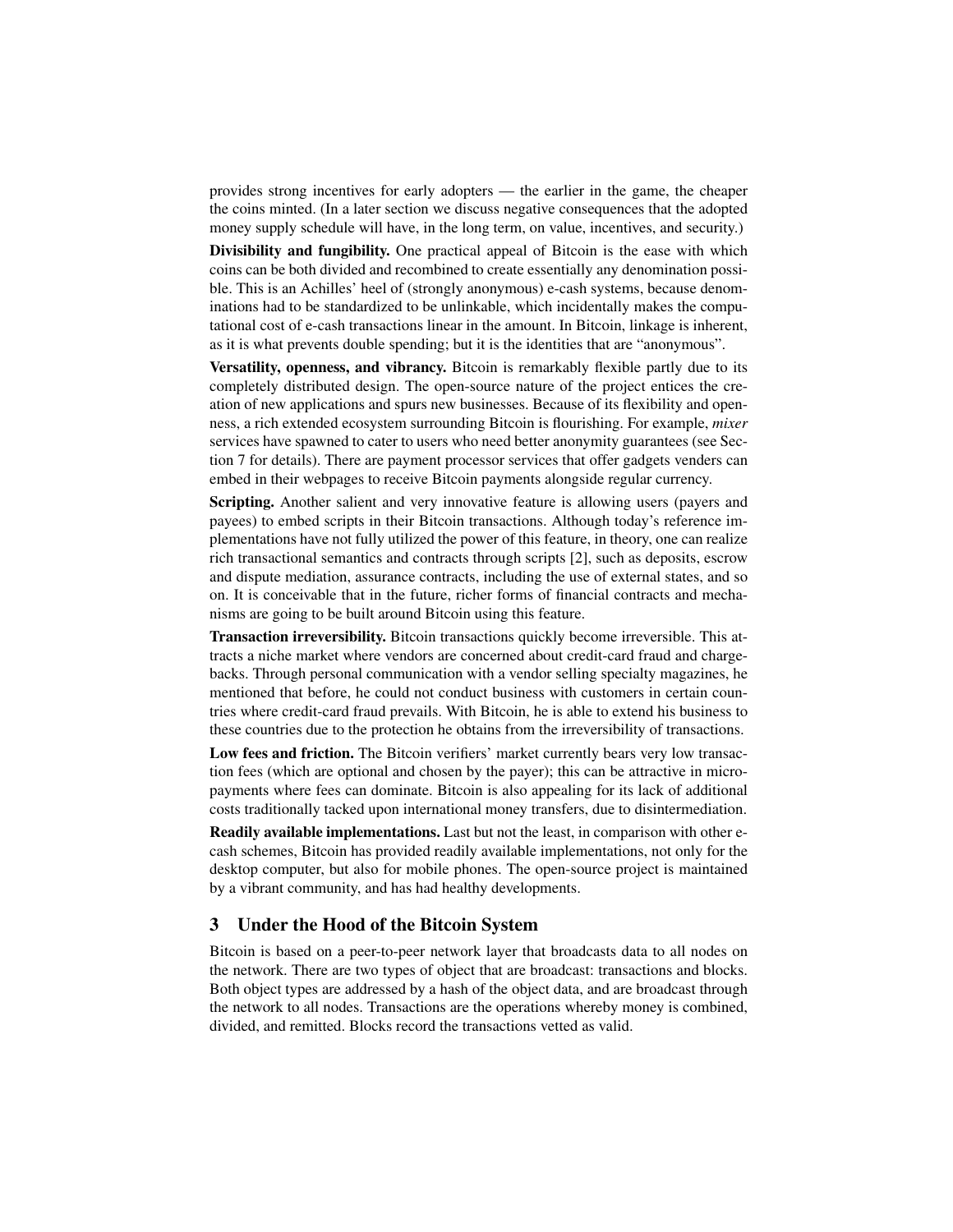provides strong incentives for early adopters — the earlier in the game, the cheaper the coins minted. (In a later section we discuss negative consequences that the adopted money supply schedule will have, in the long term, on value, incentives, and security.)

**Divisibility and fungibility.** One practical appeal of Bitcoin is the ease with which coins can be both divided and recombined to create essentially any denomination possible. This is an Achilles' heel of (strongly anonymous) e-cash systems, because denominations had to be standardized to be unlinkable, which incidentally makes the computational cost of e-cash transactions linear in the amount. In Bitcoin, linkage is inherent, as it is what prevents double spending; but it is the identities that are "anonymous".

**Versatility, openness, and vibrancy.** Bitcoin is remarkably flexible partly due to its completely distributed design. The open-source nature of the project entices the creation of new applications and spurs new businesses. Because of its flexibility and openness, a rich extended ecosystem surrounding Bitcoin is flourishing. For example, *mixer* services have spawned to cater to users who need better anonymity guarantees (see Section 7 for details). There are payment processor services that offer gadgets venders can embed in their webpages to receive Bitcoin payments alongside regular currency.

**Scripting.** Another salient and very innovative feature is allowing users (payers and payees) to embed scripts in their Bitcoin transactions. Although today's reference implementations have not fully utilized the power of this feature, in theory, one can realize rich transactional semantics and contracts through scripts [2], such as deposits, escrow and dispute mediation, assurance contracts, including the use of external states, and so on. It is conceivable that in the future, richer forms of financial contracts and mechanisms are going to be built around Bitcoin using this feature.

**Transaction irreversibility.** Bitcoin transactions quickly become irreversible. This attracts a niche market where vendors are concerned about credit-card fraud and chargebacks. Through personal communication with a vendor selling specialty magazines, he mentioned that before, he could not conduct business with customers in certain countries where credit-card fraud prevails. With Bitcoin, he is able to extend his business to these countries due to the protection he obtains from the irreversibility of transactions.

**Low fees and friction.** The Bitcoin verifiers' market currently bears very low transaction fees (which are optional and chosen by the payer); this can be attractive in micropayments where fees can dominate. Bitcoin is also appealing for its lack of additional costs traditionally tacked upon international money transfers, due to disintermediation.

**Readily available implementations.** Last but not the least, in comparison with other e-cash schemes, Bitcoin has provided readily available implementations, not only for the desktop computer, but also for mobile phones. The open-source project is maintained by a vibrant community, and has had healthy developments.

## 3 Under the Hood of the Bitcoin System

Bitcoin is based on a peer-to-peer network layer that broadcasts data to all nodes on the network. There are two types of object that are broadcast: transactions and blocks. Both object types are addressed by a hash of the object data, and are broadcast through the network to all nodes. Transactions are the operations whereby money is combined, divided, and remitted. Blocks record the transactions vetted as valid.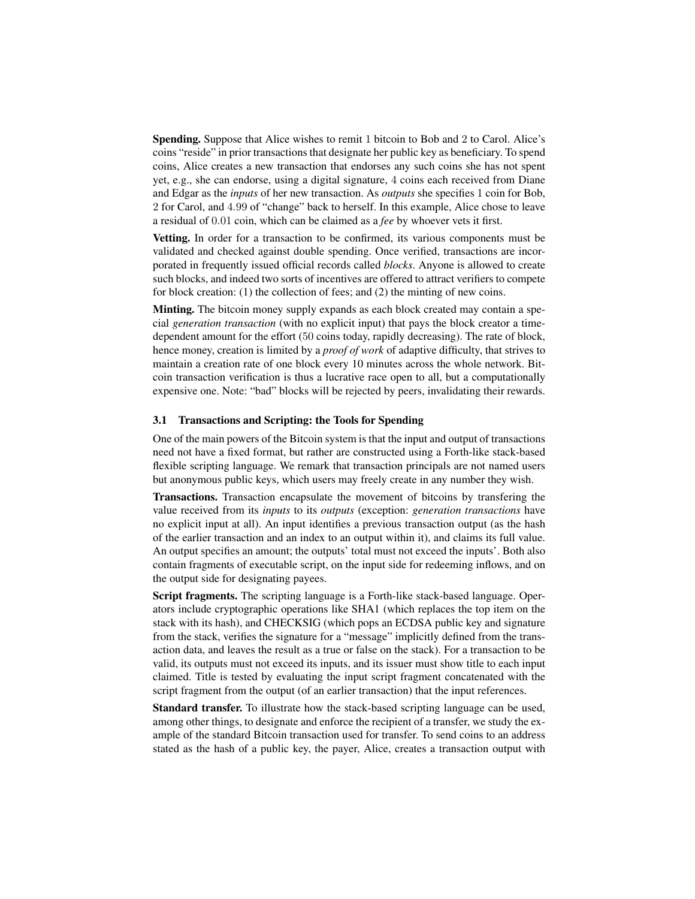**Spending.** Suppose that Alice wishes to remit $1$ bitcoin to Bob and $2$ to Carol. Alice's coins "reside" in prior transactions that designate her public key as beneficiary. To spend coins, Alice creates a new transaction that endorses any such coins she has not spent yet, e.g., she can endorse, using a digital signature, $4$ coins each received from Diane and Edgar as the *inputs* of her new transaction. As *outputs* she specifies $1$ coin for Bob, $2$ for Carol, and $4.99$ of "change" back to herself. In this example, Alice chose to leave a residual of $0.01$ coin, which can be claimed as a *fee* by whoever vets it first.

**Vetting.** In order for a transaction to be confirmed, its various components must be validated and checked against double spending. Once verified, transactions are incorporated in frequently issued official records called *blocks*. Anyone is allowed to create such blocks, and indeed two sorts of incentives are offered to attract verifiers to compete for block creation: (1) the collection of fees; and (2) the minting of new coins.

**Minting.** The bitcoin money supply expands as each block created may contain a special *generation transaction* (with no explicit input) that pays the block creator a time-dependent amount for the effort ($50$ coins today, rapidly decreasing). The rate of block, hence money, creation is limited by a *proof of work* of adaptive difficulty, that strives to maintain a creation rate of one block every 10 minutes across the whole network. Bitcoin transaction verification is thus a lucrative race open to all, but a computationally expensive one. Note: "bad" blocks will be rejected by peers, invalidating their rewards.

### 3.1 Transactions and Scripting: the Tools for Spending

One of the main powers of the Bitcoin system is that the input and output of transactions need not have a fixed format, but rather are constructed using a Forth-like stack-based flexible scripting language. We remark that transaction principals are not named users but anonymous public keys, which users may freely create in any number they wish.

**Transactions.** Transaction encapsulate the movement of bitcoins by transfering the value received from its *inputs* to its *outputs* (exception: *generation transactions* have no explicit input at all). An input identifies a previous transaction output (as the hash of the earlier transaction and an index to an output within it), and claims its full value. An output specifies an amount; the outputs' total must not exceed the inputs'. Both also contain fragments of executable script, on the input side for redeeming inflows, and on the output side for designating payees.

**Script fragments.** The scripting language is a Forth-like stack-based language. Operators include cryptographic operations like SHA1 (which replaces the top item on the stack with its hash), and CHECKSIG (which pops an ECDSA public key and signature from the stack, verifies the signature for a "message" implicitly defined from the transaction data, and leaves the result as a true or false on the stack). For a transaction to be valid, its outputs must not exceed its inputs, and its issuer must show title to each input claimed. Title is tested by evaluating the input script fragment concatenated with the script fragment from the output (of an earlier transaction) that the input references.

**Standard transfer.** To illustrate how the stack-based scripting language can be used, among other things, to designate and enforce the recipient of a transfer, we study the example of the standard Bitcoin transaction used for transfer. To send coins to an address stated as the hash of a public key, the payer, Alice, creates a transaction output with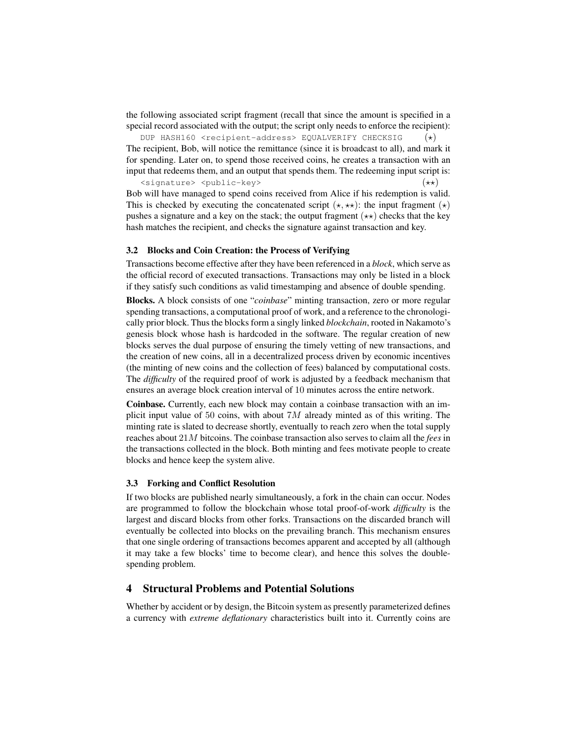the following associated script fragment (recall that since the amount is specified in a special record associated with the output; the script only needs to enforce the recipient):

```
DUP HASH160 <recipient-address> EQUALVERIFY CHECKSIG     (⋆)
```

The recipient, Bob, will notice the remittance (since it is broadcast to all), and mark it for spending. Later on, to spend those received coins, he creates a transaction with an input that redeems them, and an output that spends them. The redeeming input script is:

```
<signature> <public-key>                                  (⋆⋆)
```

Bob will have managed to spend coins received from Alice if his redemption is valid. This is checked by executing the concatenated script ($\star, \star\star$): the input fragment ($\star$) pushes a signature and a key on the stack; the output fragment ($\star\star$) checks that the key hash matches the recipient, and checks the signature against transaction and key.

### 3.2 Blocks and Coin Creation: the Process of Verifying

Transactions become effective after they have been referenced in a *block*, which serve as the official record of executed transactions. Transactions may only be listed in a block if they satisfy such conditions as valid timestamping and absence of double spending.

**Blocks.** A block consists of one "*coinbase*" minting transaction, zero or more regular spending transactions, a computational proof of work, and a reference to the chronologically prior block. Thus the blocks form a singly linked *blockchain*, rooted in Nakamoto's genesis block whose hash is hardcoded in the software. The regular creation of new blocks serves the dual purpose of ensuring the timely vetting of new transactions, and the creation of new coins, all in a decentralized process driven by economic incentives (the minting of new coins and the collection of fees) balanced by computational costs. The *difficulty* of the required proof of work is adjusted by a feedback mechanism that ensures an average block creation interval of 10 minutes across the entire network.

**Coinbase.** Currently, each new block may contain a coinbase transaction with an implicit input value of 50 coins, with about $7M$ already minted as of this writing. The minting rate is slated to decrease shortly, eventually to reach zero when the total supply reaches about $21M$ bitcoins. The coinbase transaction also serves to claim all the *fees* in the transactions collected in the block. Both minting and fees motivate people to create blocks and hence keep the system alive.

### 3.3 Forking and Conflict Resolution

If two blocks are published nearly simultaneously, a fork in the chain can occur. Nodes are programmed to follow the blockchain whose total proof-of-work *difficulty* is the largest and discard blocks from other forks. Transactions on the discarded branch will eventually be collected into blocks on the prevailing branch. This mechanism ensures that one single ordering of transactions becomes apparent and accepted by all (although it may take a few blocks' time to become clear), and hence this solves the double-spending problem.

## 4 Structural Problems and Potential Solutions

Whether by accident or by design, the Bitcoin system as presently parameterized defines a currency with *extreme deflationary* characteristics built into it. Currently coins are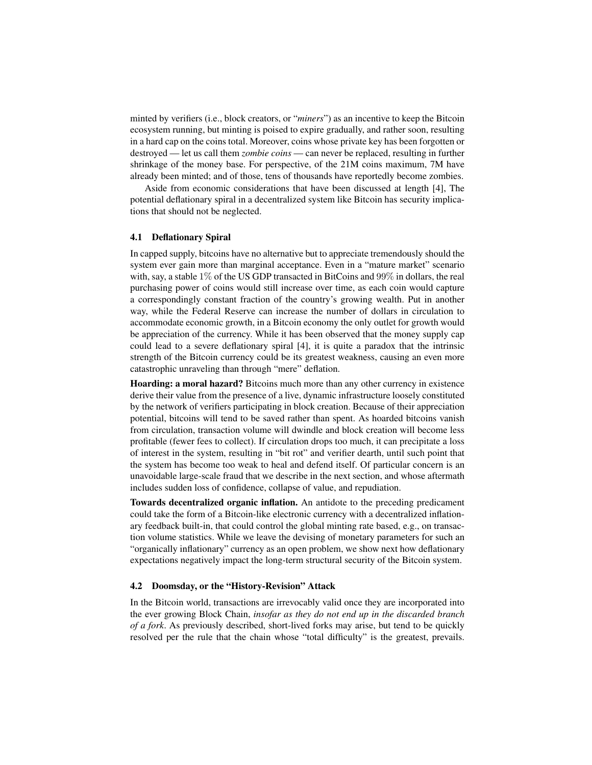minted by verifiers (i.e., block creators, or "*miners*") as an incentive to keep the Bitcoin ecosystem running, but minting is poised to expire gradually, and rather soon, resulting in a hard cap on the coins total. Moreover, coins whose private key has been forgotten or destroyed — let us call them *zombie coins* — can never be replaced, resulting in further shrinkage of the money base. For perspective, of the 21M coins maximum, 7M have already been minted; and of those, tens of thousands have reportedly become zombies.

Aside from economic considerations that have been discussed at length [4], The potential deflationary spiral in a decentralized system like Bitcoin has security implications that should not be neglected.

### 4.1 Deflationary Spiral

In capped supply, bitcoins have no alternative but to appreciate tremendously should the system ever gain more than marginal acceptance. Even in a "mature market" scenario with, say, a stable 1% of the US GDP transacted in BitCoins and 99% in dollars, the real purchasing power of coins would still increase over time, as each coin would capture a correspondingly constant fraction of the country's growing wealth. Put in another way, while the Federal Reserve can increase the number of dollars in circulation to accommodate economic growth, in a Bitcoin economy the only outlet for growth would be appreciation of the currency. While it has been observed that the money supply cap could lead to a severe deflationary spiral [4], it is quite a paradox that the intrinsic strength of the Bitcoin currency could be its greatest weakness, causing an even more catastrophic unraveling than through "mere" deflation.

**Hoarding: a moral hazard?** Bitcoins much more than any other currency in existence derive their value from the presence of a live, dynamic infrastructure loosely constituted by the network of verifiers participating in block creation. Because of their appreciation potential, bitcoins will tend to be saved rather than spent. As hoarded bitcoins vanish from circulation, transaction volume will dwindle and block creation will become less profitable (fewer fees to collect). If circulation drops too much, it can precipitate a loss of interest in the system, resulting in "bit rot" and verifier dearth, until such point that the system has become too weak to heal and defend itself. Of particular concern is an unavoidable large-scale fraud that we describe in the next section, and whose aftermath includes sudden loss of confidence, collapse of value, and repudiation.

**Towards decentralized organic inflation.** An antidote to the preceding predicament could take the form of a Bitcoin-like electronic currency with a decentralized inflationary feedback built-in, that could control the global minting rate based, e.g., on transaction volume statistics. While we leave the devising of monetary parameters for such an "organically inflationary" currency as an open problem, we show next how deflationary expectations negatively impact the long-term structural security of the Bitcoin system.

### 4.2 Doomsday, or the "History-Revision" Attack

In the Bitcoin world, transactions are irrevocably valid once they are incorporated into the ever growing Block Chain, *insofar as they do not end up in the discarded branch of a fork*. As previously described, short-lived forks may arise, but tend to be quickly resolved per the rule that the chain whose "total difficulty" is the greatest, prevails.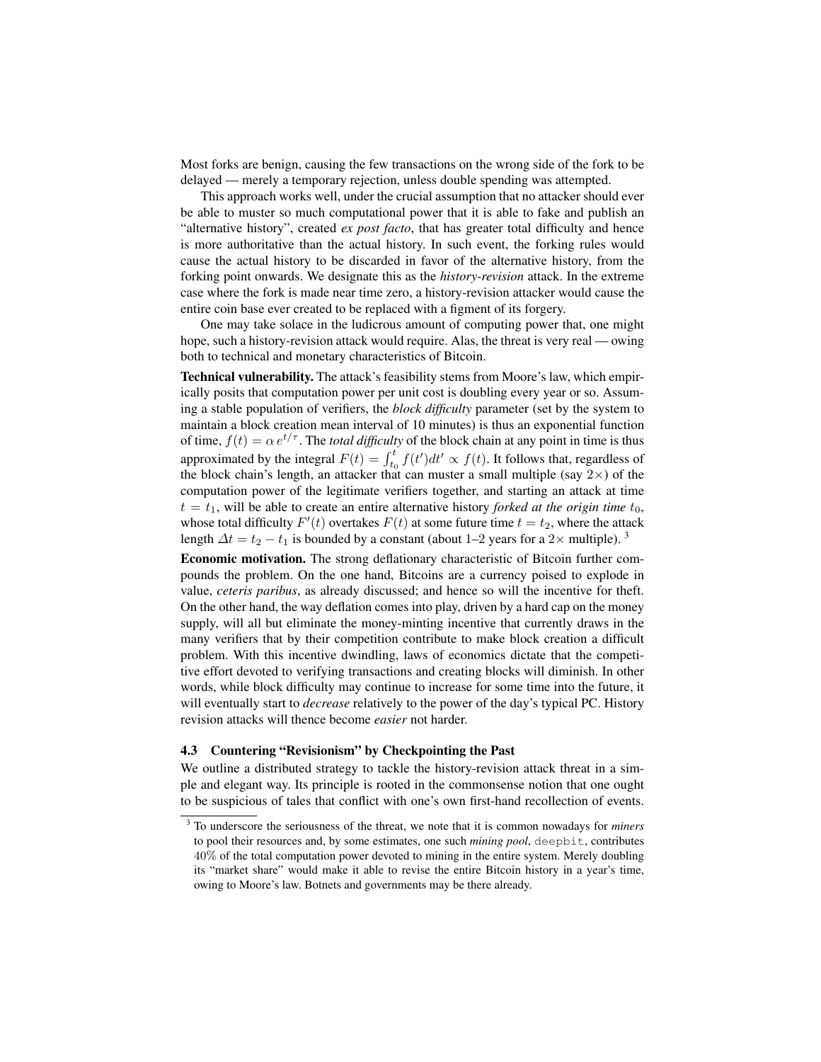Most forks are benign, causing the few transactions on the wrong side of the fork to be delayed — merely a temporary rejection, unless double spending was attempted.

This approach works well, under the crucial assumption that no attacker should ever be able to muster so much computational power that it is able to fake and publish an "alternative history", created *ex post facto*, that has greater total difficulty and hence is more authoritative than the actual history. In such event, the forking rules would cause the actual history to be discarded in favor of the alternative history, from the forking point onwards. We designate this as the *history-revision* attack. In the extreme case where the fork is made near time zero, a history-revision attacker would cause the entire coin base ever created to be replaced with a figment of its forgery.

One may take solace in the ludicrous amount of computing power that, one might hope, such a history-revision attack would require. Alas, the threat is very real — owing both to technical and monetary characteristics of Bitcoin.

**Technical vulnerability.** The attack's feasibility stems from Moore's law, which empirically posits that computation power per unit cost is doubling every year or so. Assuming a stable population of verifiers, the *block difficulty* parameter (set by the system to maintain a block creation mean interval of 10 minutes) is thus an exponential function of time, $f(t) = \alpha\, e^{t/\tau}$. The *total difficulty* of the block chain at any point in time is thus approximated by the integral $F(t) = \int_{t_0}^{t} f(t')dt' \propto f(t)$. It follows that, regardless of the block chain's length, an attacker that can muster a small multiple (say $2\times$) of the computation power of the legitimate verifiers together, and starting an attack at time $t = t_1$, will be able to create an entire alternative history *forked at the origin time* $t_0$, whose total difficulty $F'(t)$ overtakes $F(t)$ at some future time $t = t_2$, where the attack length $\Delta t = t_2 - t_1$ is bounded by a constant (about 1–2 years for a $2\times$ multiple). [3]

**Economic motivation.** The strong deflationary characteristic of Bitcoin further compounds the problem. On the one hand, Bitcoins are a currency poised to explode in value, *ceteris paribus*, as already discussed; and hence so will the incentive for theft. On the other hand, the way deflation comes into play, driven by a hard cap on the money supply, will all but eliminate the money-minting incentive that currently draws in the many verifiers that by their competition contribute to make block creation a difficult problem. With this incentive dwindling, laws of economics dictate that the competitive effort devoted to verifying transactions and creating blocks will diminish. In other words, while block difficulty may continue to increase for some time into the future, it will eventually start to *decrease* relatively to the power of the day's typical PC. History revision attacks will thence become *easier* not harder.

### 4.3 Countering "Revisionism" by Checkpointing the Past

We outline a distributed strategy to tackle the history-revision attack threat in a simple and elegant way. Its principle is rooted in the commonsense notion that one ought to be suspicious of tales that conflict with one's own first-hand recollection of events.

[3] To underscore the seriousness of the threat, we note that it is common nowadays for *miners* to pool their resources and, by some estimates, one such *mining pool*, `deepbit`, contributes 40% of the total computation power devoted to mining in the entire system. Merely doubling its "market share" would make it able to revise the entire Bitcoin history in a year's time, owing to Moore's law. Botnets and governments may be there already.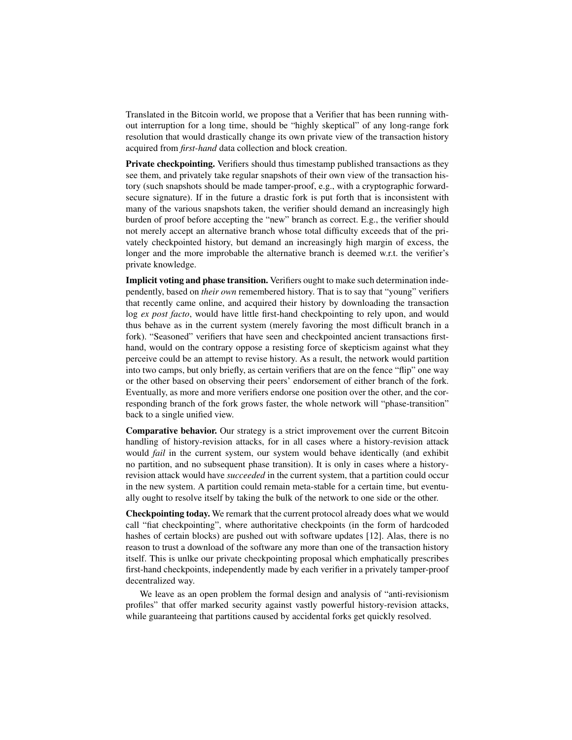Translated in the Bitcoin world, we propose that a Verifier that has been running without interruption for a long time, should be "highly skeptical" of any long-range fork resolution that would drastically change its own private view of the transaction history acquired from *first-hand* data collection and block creation.

**Private checkpointing.** Verifiers should thus timestamp published transactions as they see them, and privately take regular snapshots of their own view of the transaction history (such snapshots should be made tamper-proof, e.g., with a cryptographic forward-secure signature). If in the future a drastic fork is put forth that is inconsistent with many of the various snapshots taken, the verifier should demand an increasingly high burden of proof before accepting the "new" branch as correct. E.g., the verifier should not merely accept an alternative branch whose total difficulty exceeds that of the privately checkpointed history, but demand an increasingly high margin of excess, the longer and the more improbable the alternative branch is deemed w.r.t. the verifier's private knowledge.

**Implicit voting and phase transition.** Verifiers ought to make such determination independently, based on *their own* remembered history. That is to say that "young" verifiers that recently came online, and acquired their history by downloading the transaction log *ex post facto*, would have little first-hand checkpointing to rely upon, and would thus behave as in the current system (merely favoring the most difficult branch in a fork). "Seasoned" verifiers that have seen and checkpointed ancient transactions first-hand, would on the contrary oppose a resisting force of skepticism against what they perceive could be an attempt to revise history. As a result, the network would partition into two camps, but only briefly, as certain verifiers that are on the fence "flip" one way or the other based on observing their peers' endorsement of either branch of the fork. Eventually, as more and more verifiers endorse one position over the other, and the corresponding branch of the fork grows faster, the whole network will "phase-transition" back to a single unified view.

**Comparative behavior.** Our strategy is a strict improvement over the current Bitcoin handling of history-revision attacks, for in all cases where a history-revision attack would *fail* in the current system, our system would behave identically (and exhibit no partition, and no subsequent phase transition). It is only in cases where a history-revision attack would have *succeeded* in the current system, that a partition could occur in the new system. A partition could remain meta-stable for a certain time, but eventually ought to resolve itself by taking the bulk of the network to one side or the other.

**Checkpointing today.** We remark that the current protocol already does what we would call "fiat checkpointing", where authoritative checkpoints (in the form of hardcoded hashes of certain blocks) are pushed out with software updates [12]. Alas, there is no reason to trust a download of the software any more than one of the transaction history itself. This is unlke our private checkpointing proposal which emphatically prescribes first-hand checkpoints, independently made by each verifier in a privately tamper-proof decentralized way.

We leave as an open problem the formal design and analysis of "anti-revisionism profiles" that offer marked security against vastly powerful history-revision attacks, while guaranteeing that partitions caused by accidental forks get quickly resolved.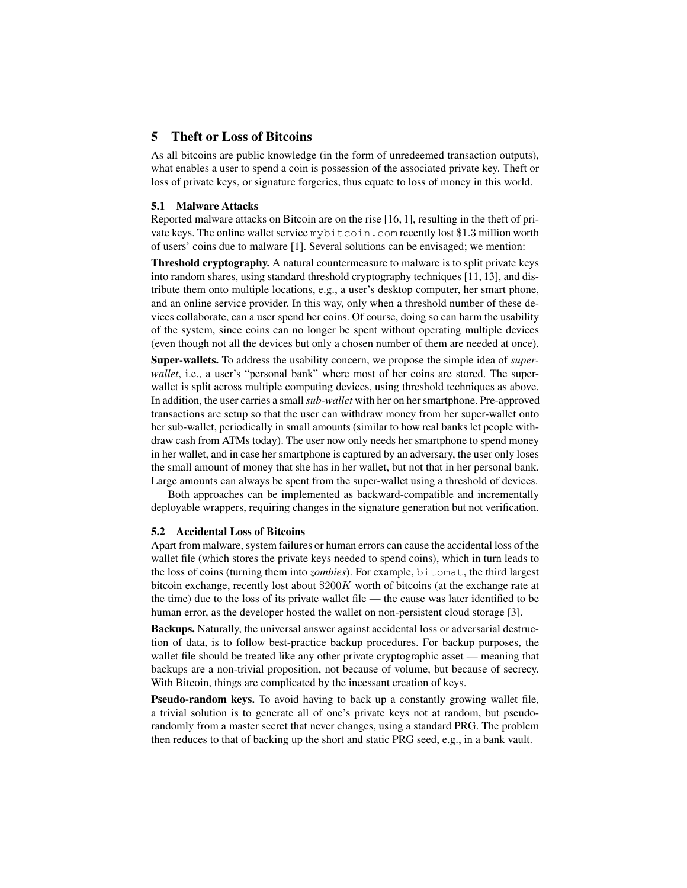## 5 Theft or Loss of Bitcoins

As all bitcoins are public knowledge (in the form of unredeemed transaction outputs), what enables a user to spend a coin is possession of the associated private key. Theft or loss of private keys, or signature forgeries, thus equate to loss of money in this world.

### 5.1 Malware Attacks

Reported malware attacks on Bitcoin are on the rise [16, 1], resulting in the theft of private keys. The online wallet service `mybitcoin.com` recently lost $1.3 million worth of users' coins due to malware [1]. Several solutions can be envisaged; we mention:

**Threshold cryptography.** A natural countermeasure to malware is to split private keys into random shares, using standard threshold cryptography techniques [11, 13], and distribute them onto multiple locations, e.g., a user's desktop computer, her smart phone, and an online service provider. In this way, only when a threshold number of these devices collaborate, can a user spend her coins. Of course, doing so can harm the usability of the system, since coins can no longer be spent without operating multiple devices (even though not all the devices but only a chosen number of them are needed at once).

**Super-wallets.** To address the usability concern, we propose the simple idea of *super-wallet*, i.e., a user's "personal bank" where most of her coins are stored. The super-wallet is split across multiple computing devices, using threshold techniques as above. In addition, the user carries a small ***sub-wallet*** with her on her smartphone. Pre-approved transactions are setup so that the user can withdraw money from her super-wallet onto her sub-wallet, periodically in small amounts (similar to how real banks let people withdraw cash from ATMs today). The user now only needs her smartphone to spend money in her wallet, and in case her smartphone is captured by an adversary, the user only loses the small amount of money that she has in her wallet, but not that in her personal bank. Large amounts can always be spent from the super-wallet using a threshold of devices.

Both approaches can be implemented as backward-compatible and incrementally deployable wrappers, requiring changes in the signature generation but not verification.

### 5.2 Accidental Loss of Bitcoins

Apart from malware, system failures or human errors can cause the accidental loss of the wallet file (which stores the private keys needed to spend coins), which in turn leads to the loss of coins (turning them into *zombies*). For example, `bitomat`, the third largest bitcoin exchange, recently lost about $\$200K$ worth of bitcoins (at the exchange rate at the time) due to the loss of its private wallet file — the cause was later identified to be human error, as the developer hosted the wallet on non-persistent cloud storage [3].

**Backups.** Naturally, the universal answer against accidental loss or adversarial destruction of data, is to follow best-practice backup procedures. For backup purposes, the wallet file should be treated like any other private cryptographic asset — meaning that backups are a non-trivial proposition, not because of volume, but because of secrecy. With Bitcoin, things are complicated by the incessant creation of keys.

**Pseudo-random keys.** To avoid having to back up a constantly growing wallet file, a trivial solution is to generate all of one's private keys not at random, but pseudo-randomly from a master secret that never changes, using a standard PRG. The problem then reduces to that of backing up the short and static PRG seed, e.g., in a bank vault.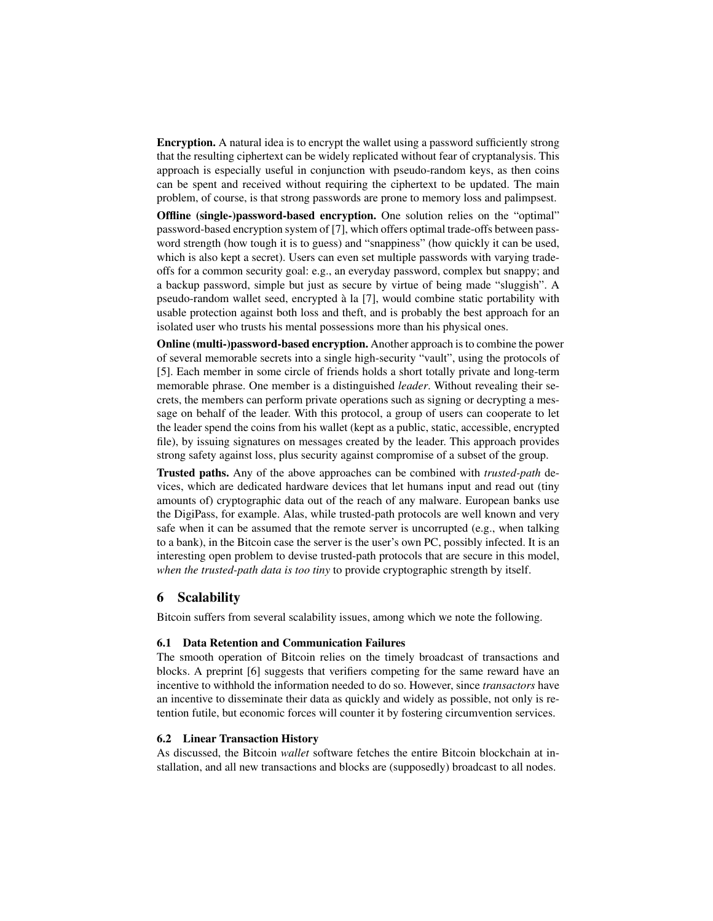**Encryption.** A natural idea is to encrypt the wallet using a password sufficiently strong that the resulting ciphertext can be widely replicated without fear of cryptanalysis. This approach is especially useful in conjunction with pseudo-random keys, as then coins can be spent and received without requiring the ciphertext to be updated. The main problem, of course, is that strong passwords are prone to memory loss and palimpsest.

**Offline (single-)password-based encryption.** One solution relies on the "optimal" password-based encryption system of [7], which offers optimal trade-offs between password strength (how tough it is to guess) and "snappiness" (how quickly it can be used, which is also kept a secret). Users can even set multiple passwords with varying trade-offs for a common security goal: e.g., an everyday password, complex but snappy; and a backup password, simple but just as secure by virtue of being made "sluggish". A pseudo-random wallet seed, encrypted à la [7], would combine static portability with usable protection against both loss and theft, and is probably the best approach for an isolated user who trusts his mental possessions more than his physical ones.

**Online (multi-)password-based encryption.** Another approach is to combine the power of several memorable secrets into a single high-security "vault", using the protocols of [5]. Each member in some circle of friends holds a short totally private and long-term memorable phrase. One member is a distinguished *leader*. Without revealing their secrets, the members can perform private operations such as signing or decrypting a message on behalf of the leader. With this protocol, a group of users can cooperate to let the leader spend the coins from his wallet (kept as a public, static, accessible, encrypted file), by issuing signatures on messages created by the leader. This approach provides strong safety against loss, plus security against compromise of a subset of the group.

**Trusted paths.** Any of the above approaches can be combined with *trusted-path* devices, which are dedicated hardware devices that let humans input and read out (tiny amounts of) cryptographic data out of the reach of any malware. European banks use the DigiPass, for example. Alas, while trusted-path protocols are well known and very safe when it can be assumed that the remote server is uncorrupted (e.g., when talking to a bank), in the Bitcoin case the server is the user's own PC, possibly infected. It is an interesting open problem to devise trusted-path protocols that are secure in this model, *when the trusted-path data is too tiny* to provide cryptographic strength by itself.

## 6 Scalability

Bitcoin suffers from several scalability issues, among which we note the following.

### 6.1 Data Retention and Communication Failures

The smooth operation of Bitcoin relies on the timely broadcast of transactions and blocks. A preprint [6] suggests that verifiers competing for the same reward have an incentive to withhold the information needed to do so. However, since *transactors* have an incentive to disseminate their data as quickly and widely as possible, not only is retention futile, but economic forces will counter it by fostering circumvention services.

### 6.2 Linear Transaction History

As discussed, the Bitcoin *wallet* software fetches the entire Bitcoin blockchain at installation, and all new transactions and blocks are (supposedly) broadcast to all nodes.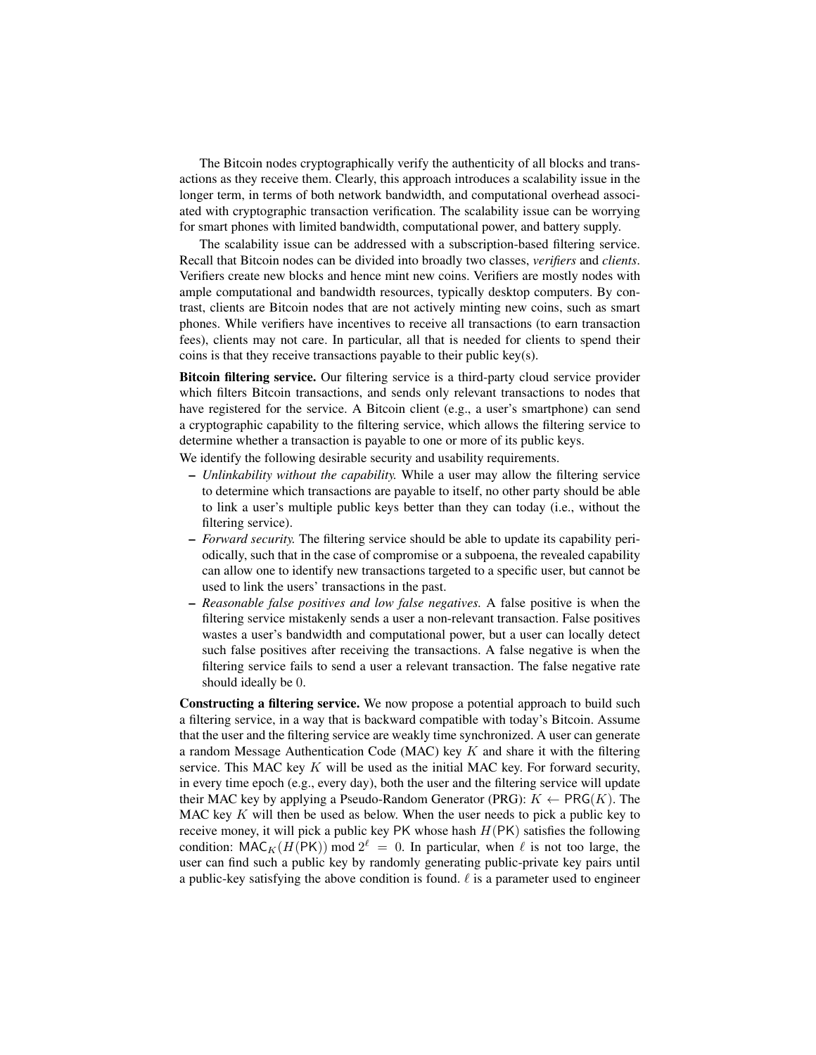The Bitcoin nodes cryptographically verify the authenticity of all blocks and transactions as they receive them. Clearly, this approach introduces a scalability issue in the longer term, in terms of both network bandwidth, and computational overhead associated with cryptographic transaction verification. The scalability issue can be worrying for smart phones with limited bandwidth, computational power, and battery supply.

The scalability issue can be addressed with a subscription-based filtering service. Recall that Bitcoin nodes can be divided into broadly two classes, *verifiers* and *clients*. Verifiers create new blocks and hence mint new coins. Verifiers are mostly nodes with ample computational and bandwidth resources, typically desktop computers. By contrast, clients are Bitcoin nodes that are not actively minting new coins, such as smart phones. While verifiers have incentives to receive all transactions (to earn transaction fees), clients may not care. In particular, all that is needed for clients to spend their coins is that they receive transactions payable to their public key(s).

**Bitcoin filtering service.** Our filtering service is a third-party cloud service provider which filters Bitcoin transactions, and sends only relevant transactions to nodes that have registered for the service. A Bitcoin client (e.g., a user's smartphone) can send a cryptographic capability to the filtering service, which allows the filtering service to determine whether a transaction is payable to one or more of its public keys.

We identify the following desirable security and usability requirements.

- *Unlinkability without the capability.* While a user may allow the filtering service to determine which transactions are payable to itself, no other party should be able to link a user's multiple public keys better than they can today (i.e., without the filtering service).
- *Forward security.* The filtering service should be able to update its capability periodically, such that in the case of compromise or a subpoena, the revealed capability can allow one to identify new transactions targeted to a specific user, but cannot be used to link the users' transactions in the past.
- *Reasonable false positives and low false negatives.* A false positive is when the filtering service mistakenly sends a user a non-relevant transaction. False positives wastes a user's bandwidth and computational power, but a user can locally detect such false positives after receiving the transactions. A false negative is when the filtering service fails to send a user a relevant transaction. The false negative rate should ideally be $0$.

**Constructing a filtering service.** We now propose a potential approach to build such a filtering service, in a way that is backward compatible with today's Bitcoin. Assume that the user and the filtering service are weakly time synchronized. A user can generate a random Message Authentication Code (MAC) key $K$ and share it with the filtering service. This MAC key $K$ will be used as the initial MAC key. For forward security, in every time epoch (e.g., every day), both the user and the filtering service will update their MAC key by applying a Pseudo-Random Generator (PRG): $K \leftarrow \mathsf{PRG}(K)$. The MAC key $K$ will then be used as below. When the user needs to pick a public key to receive money, it will pick a public key $\mathsf{PK}$ whose hash $H(\mathsf{PK})$ satisfies the following condition: $\mathsf{MAC}_K(H(\mathsf{PK})) \bmod 2^\ell = 0$. In particular, when $\ell$ is not too large, the user can find such a public key by randomly generating public-private key pairs until a public-key satisfying the above condition is found. $\ell$ is a parameter used to engineer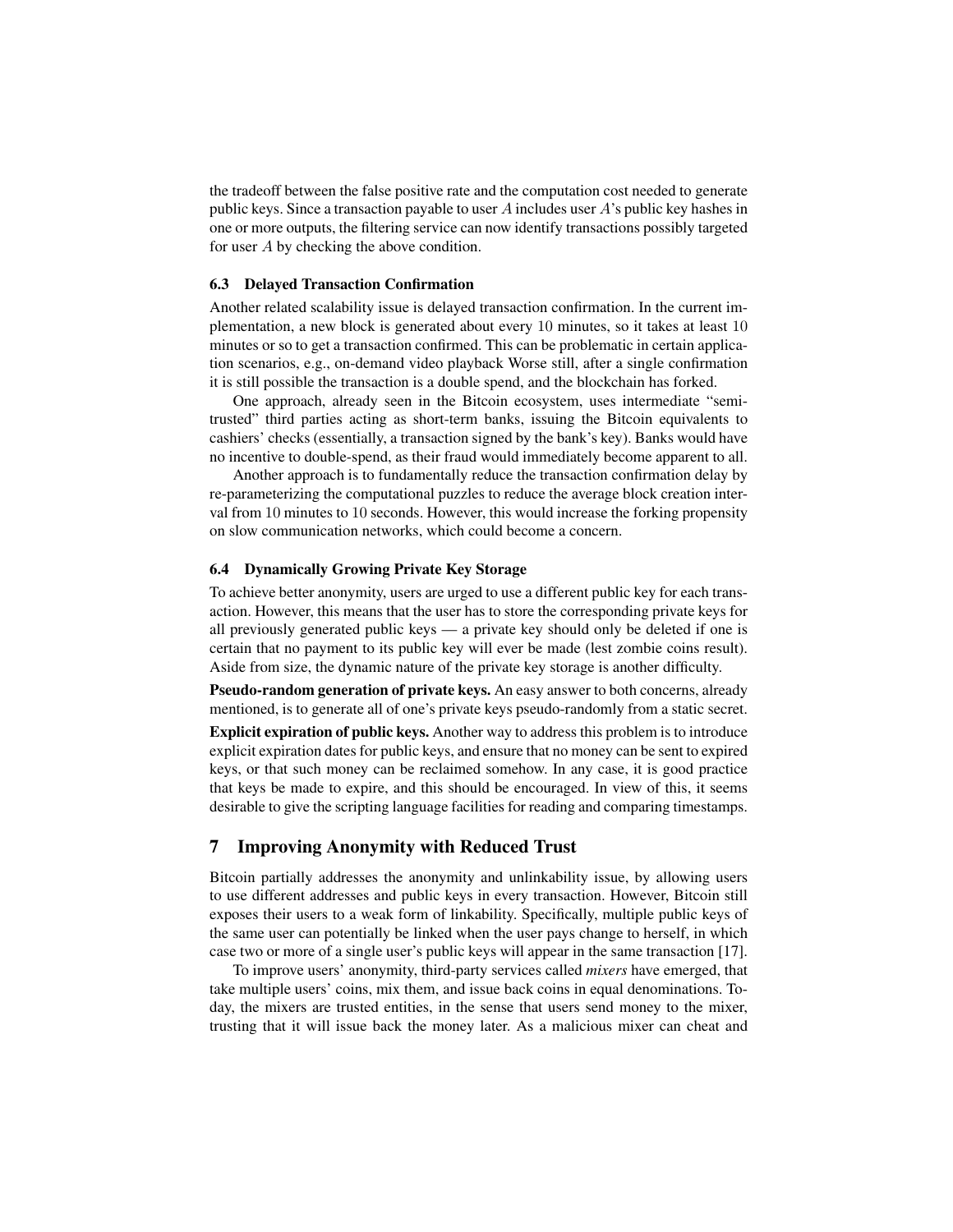the tradeoff between the false positive rate and the computation cost needed to generate public keys. Since a transaction payable to user $A$ includes user $A$'s public key hashes in one or more outputs, the filtering service can now identify transactions possibly targeted for user $A$ by checking the above condition.

### 6.3 Delayed Transaction Confirmation

Another related scalability issue is delayed transaction confirmation. In the current implementation, a new block is generated about every 10 minutes, so it takes at least 10 minutes or so to get a transaction confirmed. This can be problematic in certain application scenarios, e.g., on-demand video playback Worse still, after a single confirmation it is still possible the transaction is a double spend, and the blockchain has forked.

One approach, already seen in the Bitcoin ecosystem, uses intermediate "semi-trusted" third parties acting as short-term banks, issuing the Bitcoin equivalents to cashiers' checks (essentially, a transaction signed by the bank's key). Banks would have no incentive to double-spend, as their fraud would immediately become apparent to all.

Another approach is to fundamentally reduce the transaction confirmation delay by re-parameterizing the computational puzzles to reduce the average block creation interval from 10 minutes to 10 seconds. However, this would increase the forking propensity on slow communication networks, which could become a concern.

### 6.4 Dynamically Growing Private Key Storage

To achieve better anonymity, users are urged to use a different public key for each transaction. However, this means that the user has to store the corresponding private keys for all previously generated public keys — a private key should only be deleted if one is certain that no payment to its public key will ever be made (lest zombie coins result). Aside from size, the dynamic nature of the private key storage is another difficulty.

**Pseudo-random generation of private keys.** An easy answer to both concerns, already mentioned, is to generate all of one's private keys pseudo-randomly from a static secret.

**Explicit expiration of public keys.** Another way to address this problem is to introduce explicit expiration dates for public keys, and ensure that no money can be sent to expired keys, or that such money can be reclaimed somehow. In any case, it is good practice that keys be made to expire, and this should be encouraged. In view of this, it seems desirable to give the scripting language facilities for reading and comparing timestamps.

## 7 Improving Anonymity with Reduced Trust

Bitcoin partially addresses the anonymity and unlinkability issue, by allowing users to use different addresses and public keys in every transaction. However, Bitcoin still exposes their users to a weak form of linkability. Specifically, multiple public keys of the same user can potentially be linked when the user pays change to herself, in which case two or more of a single user's public keys will appear in the same transaction [17].

To improve users' anonymity, third-party services called *mixers* have emerged, that take multiple users' coins, mix them, and issue back coins in equal denominations. Today, the mixers are trusted entities, in the sense that users send money to the mixer, trusting that it will issue back the money later. As a malicious mixer can cheat and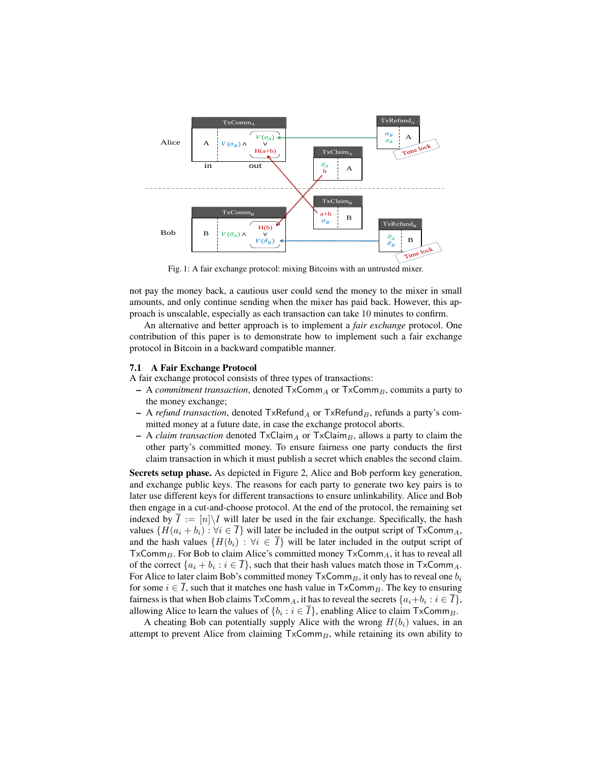Fig. 1: A fair exchange protocol: mixing Bitcoins with an untrusted mixer.

not pay the money back, a cautious user could send the money to the mixer in small amounts, and only continue sending when the mixer has paid back. However, this approach is unscalable, especially as each transaction can take 10 minutes to confirm.

An alternative and better approach is to implement a *fair exchange* protocol. One contribution of this paper is to demonstrate how to implement such a fair exchange protocol in Bitcoin in a backward compatible manner.

### 7.1 A Fair Exchange Protocol

A fair exchange protocol consists of three types of transactions:

- A *commitment transaction*, denoted $\mathsf{TxComm}_A$ or $\mathsf{TxComm}_B$, commits a party to the money exchange;
- A *refund transaction*, denoted $\mathsf{TxRefund}_A$ or $\mathsf{TxRefund}_B$, refunds a party's committed money at a future date, in case the exchange protocol aborts.
- A *claim transaction* denoted $\mathsf{TxClaim}_A$ or $\mathsf{TxClaim}_B$, allows a party to claim the other party's committed money. To ensure fairness one party conducts the first claim transaction in which it must publish a secret which enables the second claim.

**Secrets setup phase.** As depicted in Figure 2, Alice and Bob perform key generation, and exchange public keys. The reasons for each party to generate two key pairs is to later use different keys for different transactions to ensure unlinkability. Alice and Bob then engage in a cut-and-choose protocol. At the end of the protocol, the remaining set indexed by $\overline{I} := [n] \backslash I$ will later be used in the fair exchange. Specifically, the hash values $\{H(a_i + b_i) : \forall i \in \overline{I}\}$ will later be included in the output script of $\mathsf{TxComm}_A$, and the hash values $\{H(b_i) : \forall i \in \overline{I}\}$ will be later included in the output script of $\mathsf{TxComm}_B$. For Bob to claim Alice's committed money $\mathsf{TxComm}_A$, it has to reveal all of the correct $\{a_i + b_i : i \in \overline{I}\}$, such that their hash values match those in $\mathsf{TxComm}_A$. For Alice to later claim Bob's committed money $\mathsf{TxComm}_B$, it only has to reveal one $b_i$ for some $i \in \overline{I}$, such that it matches one hash value in $\mathsf{TxComm}_B$. The key to ensuring fairness is that when Bob claims $\mathsf{TxComm}_A$, it has to reveal the secrets $\{a_i + b_i : i \in \overline{I}\}$, allowing Alice to learn the values of $\{b_i : i \in \overline{I}\}$, enabling Alice to claim $\mathsf{TxComm}_B$.

A cheating Bob can potentially supply Alice with the wrong $H(b_i)$ values, in an attempt to prevent Alice from claiming $\mathsf{TxComm}_B$, while retaining its own ability to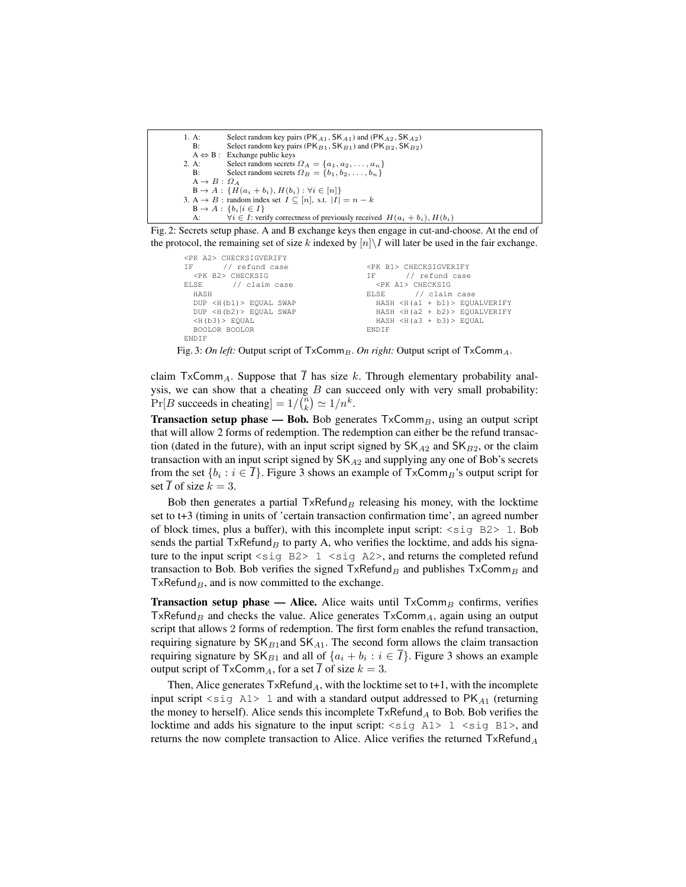| | | |
|---|---|---|
| 1. A: | | Select random key pairs $(\mathsf{PK}_{A1}, \mathsf{SK}_{A1})$ and $(\mathsf{PK}_{A2}, \mathsf{SK}_{A2})$ |
| B: | | Select random key pairs $(\mathsf{PK}_{B1}, \mathsf{SK}_{B1})$ and $(\mathsf{PK}_{B2}, \mathsf{SK}_{B2})$ |
| $\mathrm{A} \Leftrightarrow \mathrm{B}$ : | | Exchange public keys |
| 2. A: | | Select random secrets $\Omega_A = \{a_1, a_2, \ldots, a_n\}$ |
| B: | | Select random secrets $\Omega_B = \{b_1, b_2, \ldots, b_n\}$ |
| $\mathrm{A} \rightarrow B$ : $\Omega_A$ | | |
| $\mathrm{B} \rightarrow A$ : $\{H(a_i + b_i), H(b_i) : \forall i \in [n]\}$ | | |
| 3. $\mathrm{A} \rightarrow B$ : random index set $I \subseteq [n]$, s.t. $\|I\| = n - k$ | | |
| $\mathrm{B} \rightarrow A$ : $\{b_i \| i \in I\}$ | | |
| A: | | $\forall i \in I$: verify correctness of previously received $H(a_i + b_i), H(b_i)$ |

Fig. 2: Secrets setup phase. A and B exchange keys then engage in cut-and-choose. At the end of the protocol, the remaining set of size $k$ indexed by $[n] \backslash I$ will later be used in the fair exchange.

```
<PK A2> CHECKSIGVERIFY
IF        // refund case
  <PK B2> CHECKSIG
ELSE      // claim case
  HASH
  DUP <H(b1)> EQUAL SWAP
  DUP <H(b2)> EQUAL SWAP
  <H(b3)> EQUAL
  BOOLOR BOOLOR
ENDIF
```

```
<PK B1> CHECKSIGVERIFY
IF        // refund case
  <PK A1> CHECKSIG
ELSE      // claim case
  HASH <H(a1 + b1)> EQUALVERIFY
  HASH <H(a2 + b2)> EQUALVERIFY
  HASH <H(a3 + b3)> EQUAL
ENDIF
```

Fig. 3: *On left:* Output script of $\mathsf{TxComm}_B$. *On right:* Output script of $\mathsf{TxComm}_A$.

claim $\mathsf{TxComm}_A$. Suppose that $\overline{I}$ has size $k$. Through elementary probability analysis, we can show that a cheating $B$ can succeed only with very small probability: $\Pr[B \text{ succeeds in cheating}] = 1/\binom{n}{k} \simeq 1/n^k$.

**Transaction setup phase — Bob.** Bob generates $\mathsf{TxComm}_B$, using an output script that will allow 2 forms of redemption. The redemption can either be the refund transaction (dated in the future), with an input script signed by $\mathsf{SK}_{A2}$ and $\mathsf{SK}_{B2}$, or the claim transaction with an input script signed by $\mathsf{SK}_{A2}$ and supplying any one of Bob's secrets from the set $\{b_i : i \in \overline{I}\}$. Figure 3 shows an example of $\mathsf{TxComm}_B$'s output script for set $\overline{I}$ of size $k = 3$.

Bob then generates a partial $\mathsf{TxRefund}_B$ releasing his money, with the locktime set to t+3 (timing in units of 'certain transaction confirmation time', an agreed number of block times, plus a buffer), with this incomplete input script: `<sig B2> 1`. Bob sends the partial $\mathsf{TxRefund}_B$ to party A, who verifies the locktime, and adds his signature to the input script `<sig B2> 1 <sig A2>`, and returns the completed refund transaction to Bob. Bob verifies the signed $\mathsf{TxRefund}_B$ and publishes $\mathsf{TxComm}_B$ and $\mathsf{TxRefund}_B$, and is now committed to the exchange.

**Transaction setup phase — Alice.** Alice waits until $\mathsf{TxComm}_B$ confirms, verifies $\mathsf{TxRefund}_B$ and checks the value. Alice generates $\mathsf{TxComm}_A$, again using an output script that allows 2 forms of redemption. The first form enables the refund transaction, requiring signature by $\mathsf{SK}_{B1}$and $\mathsf{SK}_{A1}$. The second form allows the claim transaction requiring signature by $\mathsf{SK}_{B1}$ and all of $\{a_i + b_i : i \in \overline{I}\}$. Figure 3 shows an example output script of $\mathsf{TxComm}_A$, for a set $\overline{I}$ of size $k = 3$.

Then, Alice generates $\mathsf{TxRefund}_A$, with the locktime set to t+1, with the incomplete input script `<sig A1> 1` and with a standard output addressed to $\mathsf{PK}_{A1}$ (returning the money to herself). Alice sends this incomplete $\mathsf{TxRefund}_A$ to Bob. Bob verifies the locktime and adds his signature to the input script: `<sig A1> 1 <sig B1>`, and returns the now complete transaction to Alice. Alice verifies the returned $\mathsf{TxRefund}_A$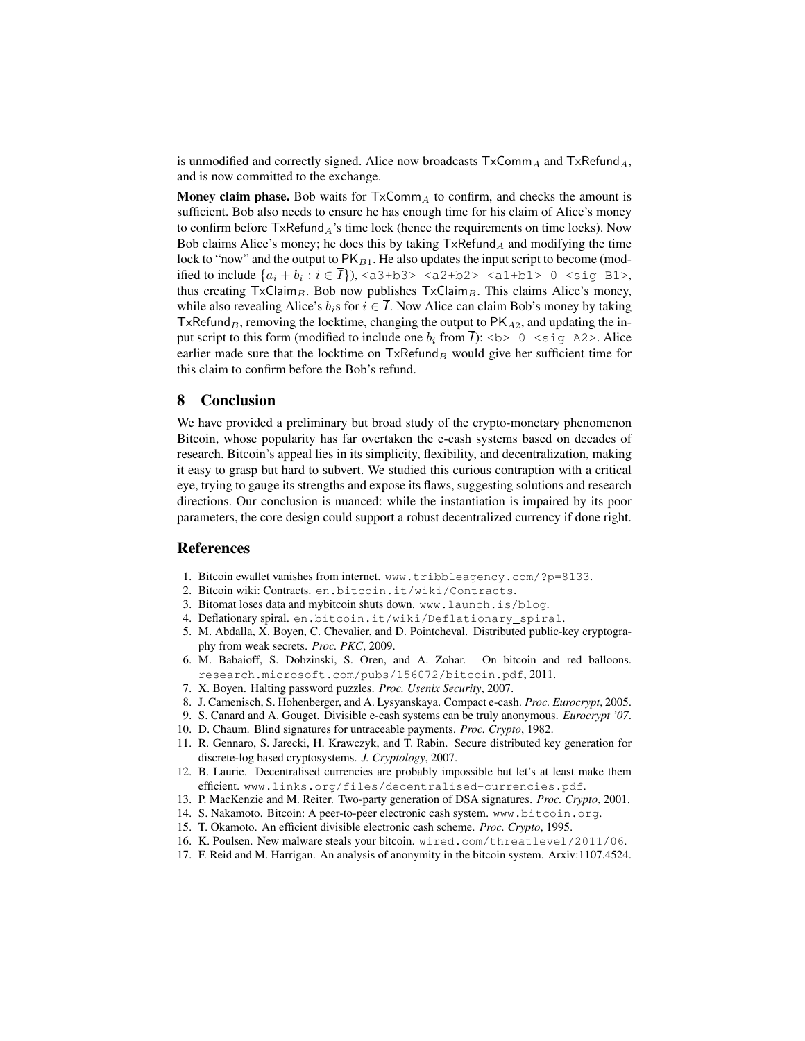is unmodified and correctly signed. Alice now broadcasts $\mathsf{TxComm}_A$ and $\mathsf{TxRefund}_A$, and is now committed to the exchange.

**Money claim phase.** Bob waits for $\mathsf{TxComm}_A$ to confirm, and checks the amount is sufficient. Bob also needs to ensure he has enough time for his claim of Alice's money to confirm before $\mathsf{TxRefund}_A$'s time lock (hence the requirements on time locks). Now Bob claims Alice's money; he does this by taking $\mathsf{TxRefund}_A$ and modifying the time lock to "now" and the output to $\mathsf{PK}_{B1}$. He also updates the input script to become (modified to include $\{a_i + b_i : i \in \overline{I}\}$), `<a3+b3> <a2+b2> <a1+b1> 0 <sig B1>`, thus creating $\mathsf{TxClaim}_B$. Bob now publishes $\mathsf{TxClaim}_B$. This claims Alice's money, while also revealing Alice's $b_i$s for $i \in \overline{I}$. Now Alice can claim Bob's money by taking $\mathsf{TxRefund}_B$, removing the locktime, changing the output to $\mathsf{PK}_{A2}$, and updating the input script to this form (modified to include one $b_i$ from $\overline{I}$): `<b> 0 <sig A2>`. Alice earlier made sure that the locktime on $\mathsf{TxRefund}_B$ would give her sufficient time for this claim to confirm before the Bob's refund.

## 8 Conclusion

We have provided a preliminary but broad study of the crypto-monetary phenomenon Bitcoin, whose popularity has far overtaken the e-cash systems based on decades of research. Bitcoin's appeal lies in its simplicity, flexibility, and decentralization, making it easy to grasp but hard to subvert. We studied this curious contraption with a critical eye, trying to gauge its strengths and expose its flaws, suggesting solutions and research directions. Our conclusion is nuanced: while the instantiation is impaired by its poor parameters, the core design could support a robust decentralized currency if done right.

## References

1. Bitcoin ewallet vanishes from internet. `www.tribbleagency.com/?p=8133`.
2. Bitcoin wiki: Contracts. `en.bitcoin.it/wiki/Contracts`.
3. Bitomat loses data and mybitcoin shuts down. `www.launch.is/blog`.
4. Deflationary spiral. `en.bitcoin.it/wiki/Deflationary_spiral`.
5. M. Abdalla, X. Boyen, C. Chevalier, and D. Pointcheval. Distributed public-key cryptography from weak secrets. *Proc. PKC*, 2009.
6. M. Babaioff, S. Dobzinski, S. Oren, and A. Zohar. On bitcoin and red balloons. `research.microsoft.com/pubs/156072/bitcoin.pdf`, 2011.
7. X. Boyen. Halting password puzzles. *Proc. Usenix Security*, 2007.
8. J. Camenisch, S. Hohenberger, and A. Lysyanskaya. Compact e-cash. *Proc. Eurocrypt*, 2005.
9. S. Canard and A. Gouget. Divisible e-cash systems can be truly anonymous. *Eurocrypt '07*.
10. D. Chaum. Blind signatures for untraceable payments. *Proc. Crypto*, 1982.
11. R. Gennaro, S. Jarecki, H. Krawczyk, and T. Rabin. Secure distributed key generation for discrete-log based cryptosystems. *J. Cryptology*, 2007.
12. B. Laurie. Decentralised currencies are probably impossible but let's at least make them efficient. `www.links.org/files/decentralised-currencies.pdf`.
13. P. MacKenzie and M. Reiter. Two-party generation of DSA signatures. *Proc. Crypto*, 2001.
14. S. Nakamoto. Bitcoin: A peer-to-peer electronic cash system. `www.bitcoin.org`.
15. T. Okamoto. An efficient divisible electronic cash scheme. *Proc. Crypto*, 1995.
16. K. Poulsen. New malware steals your bitcoin. `wired.com/threatlevel/2011/06`.
17. F. Reid and M. Harrigan. An analysis of anonymity in the bitcoin system. Arxiv:1107.4524.